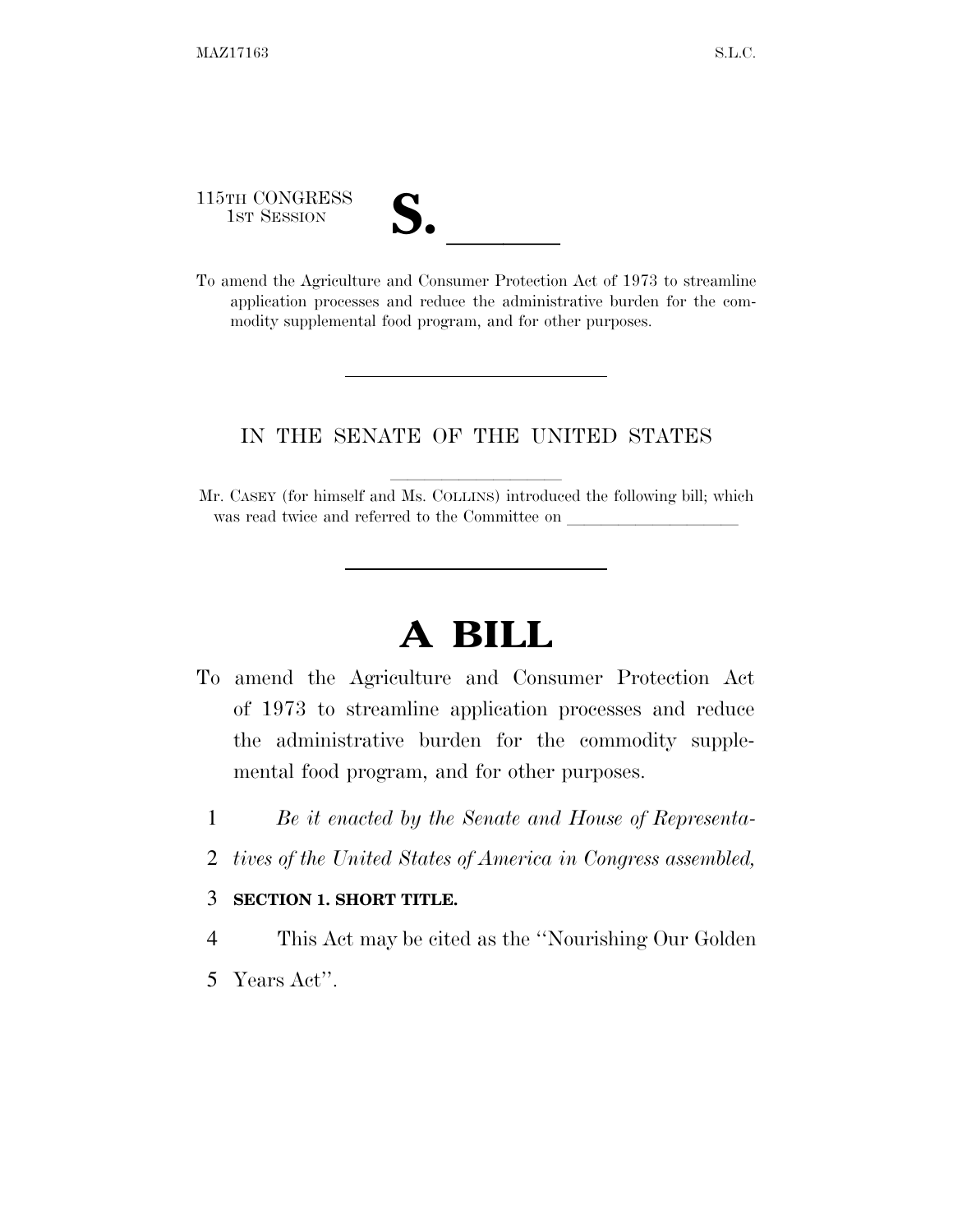115TH CONGRESS
1ST SESSION

**S. ______**

To amend the Agriculture and Consumer Protection Act of 1973 to streamline application processes and reduce the administrative burden for the commodity supplemental food program, and for other purposes.

---

IN THE SENATE OF THE UNITED STATES

Mr. CASEY (for himself and Ms. COLLINS) introduced the following bill; which was read twice and referred to the Committee on ____________________

---

# A BILL

To amend the Agriculture and Consumer Protection Act of 1973 to streamline application processes and reduce the administrative burden for the commodity supplemental food program, and for other purposes.

1 *Be it enacted by the Senate and House of Representa-*
2 *tives of the United States of America in Congress assembled,*

3 **SECTION 1. SHORT TITLE.**

4 This Act may be cited as the ''Nourishing Our Golden
5 Years Act''.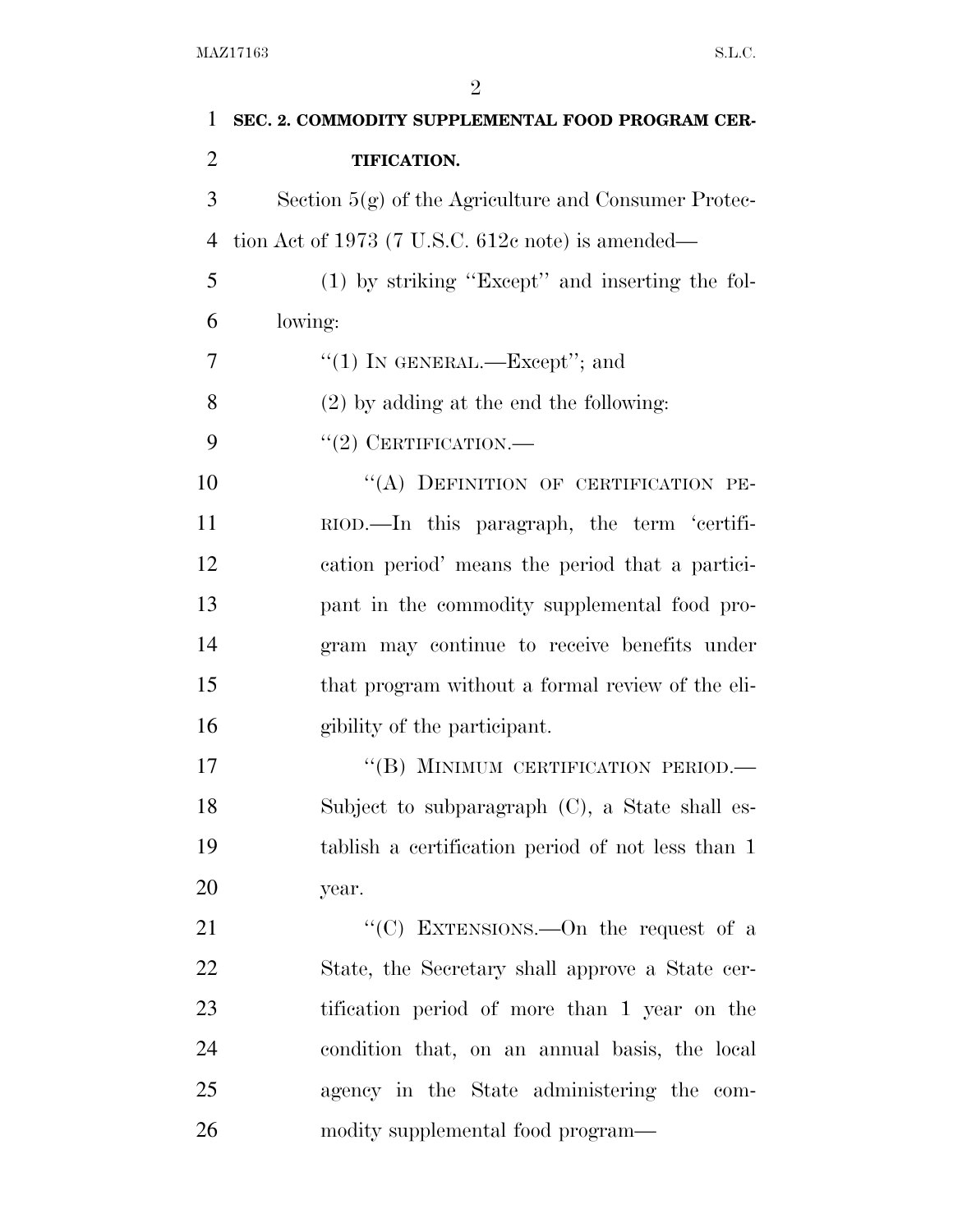**SEC. 2. COMMODITY SUPPLEMENTAL FOOD PROGRAM CERTIFICATION.**

Section 5(g) of the Agriculture and Consumer Protection Act of 1973 (7 U.S.C. 612c note) is amended—

(1) by striking ''Except'' and inserting the following:

''(1) IN GENERAL.—Except''; and

(2) by adding at the end the following:

''(2) CERTIFICATION.—

''(A) DEFINITION OF CERTIFICATION PERIOD.—In this paragraph, the term 'certification period' means the period that a participant in the commodity supplemental food program may continue to receive benefits under that program without a formal review of the eligibility of the participant.

''(B) MINIMUM CERTIFICATION PERIOD.—Subject to subparagraph (C), a State shall establish a certification period of not less than 1 year.

''(C) EXTENSIONS.—On the request of a State, the Secretary shall approve a State certification period of more than 1 year on the condition that, on an annual basis, the local agency in the State administering the commodity supplemental food program—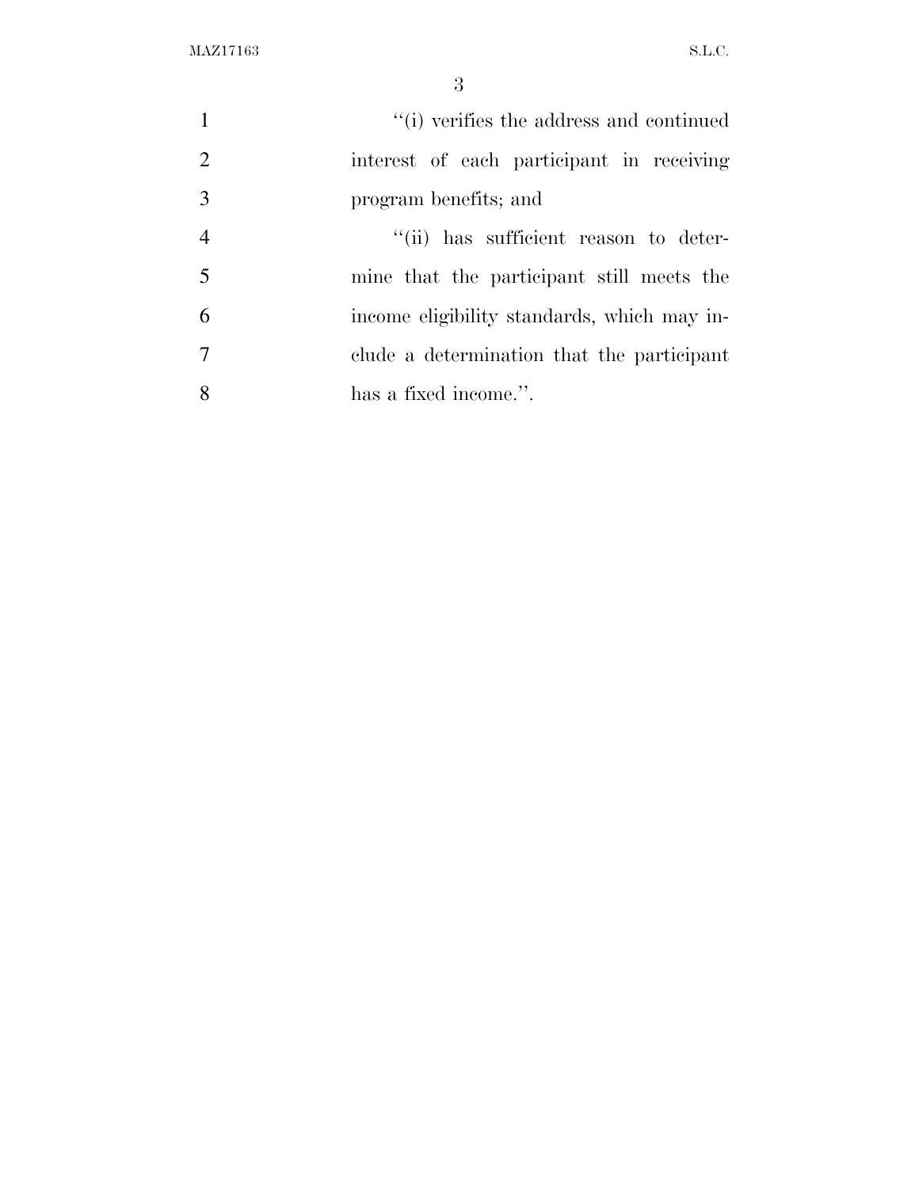"(i) verifies the address and continued interest of each participant in receiving program benefits; and

"(ii) has sufficient reason to determine that the participant still meets the income eligibility standards, which may include a determination that the participant has a fixed income.".